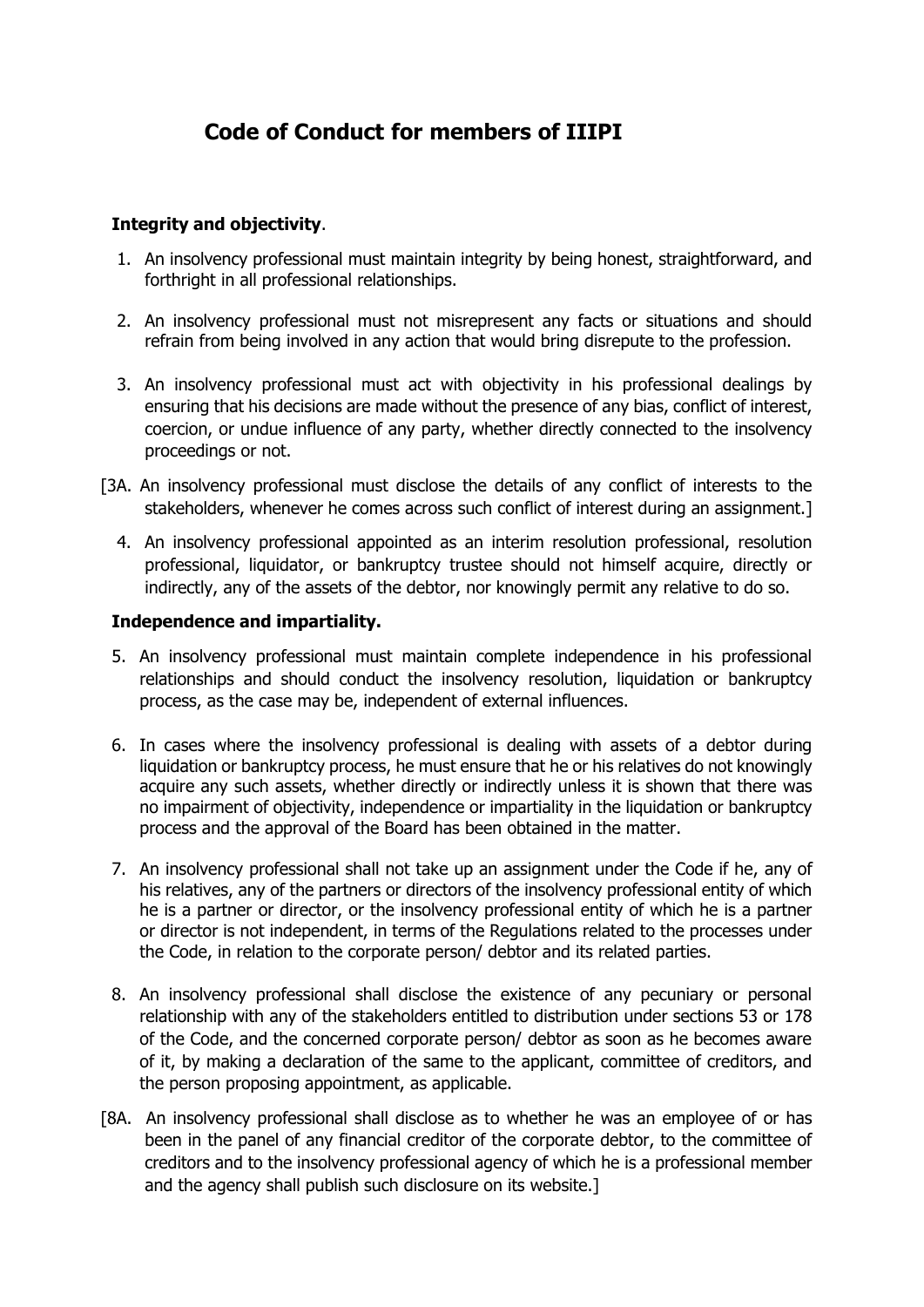# Code of Conduct for members of IIIPI

**Integrity and objectivity**.

1. An insolvency professional must maintain integrity by being honest, straightforward, and forthright in all professional relationships.

2. An insolvency professional must not misrepresent any facts or situations and should refrain from being involved in any action that would bring disrepute to the profession.

3. An insolvency professional must act with objectivity in his professional dealings by ensuring that his decisions are made without the presence of any bias, conflict of interest, coercion, or undue influence of any party, whether directly connected to the insolvency proceedings or not.

[3A. An insolvency professional must disclose the details of any conflict of interests to the stakeholders, whenever he comes across such conflict of interest during an assignment.]

4. An insolvency professional appointed as an interim resolution professional, resolution professional, liquidator, or bankruptcy trustee should not himself acquire, directly or indirectly, any of the assets of the debtor, nor knowingly permit any relative to do so.

**Independence and impartiality.**

5. An insolvency professional must maintain complete independence in his professional relationships and should conduct the insolvency resolution, liquidation or bankruptcy process, as the case may be, independent of external influences.

6. In cases where the insolvency professional is dealing with assets of a debtor during liquidation or bankruptcy process, he must ensure that he or his relatives do not knowingly acquire any such assets, whether directly or indirectly unless it is shown that there was no impairment of objectivity, independence or impartiality in the liquidation or bankruptcy process and the approval of the Board has been obtained in the matter.

7. An insolvency professional shall not take up an assignment under the Code if he, any of his relatives, any of the partners or directors of the insolvency professional entity of which he is a partner or director, or the insolvency professional entity of which he is a partner or director is not independent, in terms of the Regulations related to the processes under the Code, in relation to the corporate person/ debtor and its related parties.

8. An insolvency professional shall disclose the existence of any pecuniary or personal relationship with any of the stakeholders entitled to distribution under sections 53 or 178 of the Code, and the concerned corporate person/ debtor as soon as he becomes aware of it, by making a declaration of the same to the applicant, committee of creditors, and the person proposing appointment, as applicable.

[8A. An insolvency professional shall disclose as to whether he was an employee of or has been in the panel of any financial creditor of the corporate debtor, to the committee of creditors and to the insolvency professional agency of which he is a professional member and the agency shall publish such disclosure on its website.]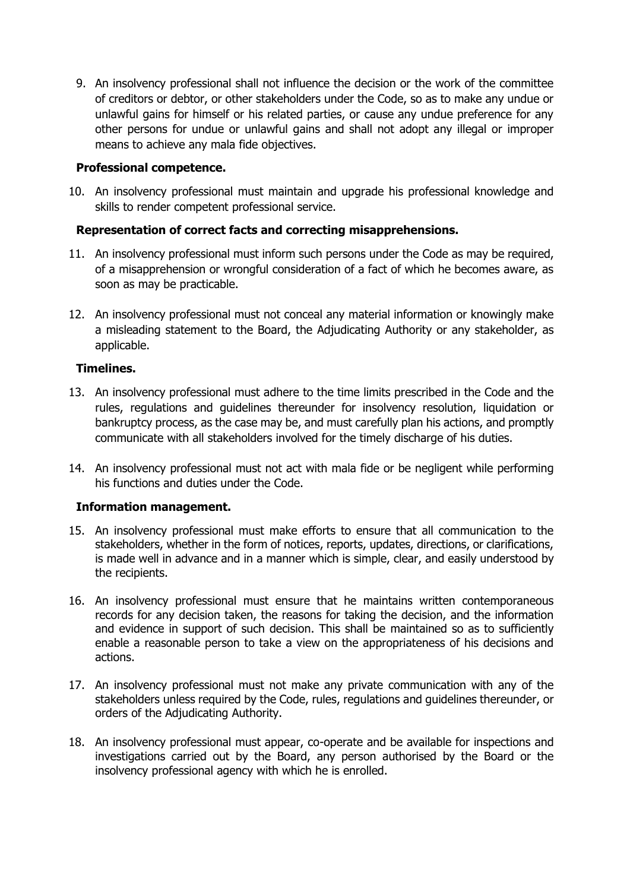9. An insolvency professional shall not influence the decision or the work of the committee of creditors or debtor, or other stakeholders under the Code, so as to make any undue or unlawful gains for himself or his related parties, or cause any undue preference for any other persons for undue or unlawful gains and shall not adopt any illegal or improper means to achieve any mala fide objectives.

**Professional competence.**

10. An insolvency professional must maintain and upgrade his professional knowledge and skills to render competent professional service.

**Representation of correct facts and correcting misapprehensions.**

11. An insolvency professional must inform such persons under the Code as may be required, of a misapprehension or wrongful consideration of a fact of which he becomes aware, as soon as may be practicable.

12. An insolvency professional must not conceal any material information or knowingly make a misleading statement to the Board, the Adjudicating Authority or any stakeholder, as applicable.

**Timelines.**

13. An insolvency professional must adhere to the time limits prescribed in the Code and the rules, regulations and guidelines thereunder for insolvency resolution, liquidation or bankruptcy process, as the case may be, and must carefully plan his actions, and promptly communicate with all stakeholders involved for the timely discharge of his duties.

14. An insolvency professional must not act with mala fide or be negligent while performing his functions and duties under the Code.

**Information management.**

15. An insolvency professional must make efforts to ensure that all communication to the stakeholders, whether in the form of notices, reports, updates, directions, or clarifications, is made well in advance and in a manner which is simple, clear, and easily understood by the recipients.

16. An insolvency professional must ensure that he maintains written contemporaneous records for any decision taken, the reasons for taking the decision, and the information and evidence in support of such decision. This shall be maintained so as to sufficiently enable a reasonable person to take a view on the appropriateness of his decisions and actions.

17. An insolvency professional must not make any private communication with any of the stakeholders unless required by the Code, rules, regulations and guidelines thereunder, or orders of the Adjudicating Authority.

18. An insolvency professional must appear, co-operate and be available for inspections and investigations carried out by the Board, any person authorised by the Board or the insolvency professional agency with which he is enrolled.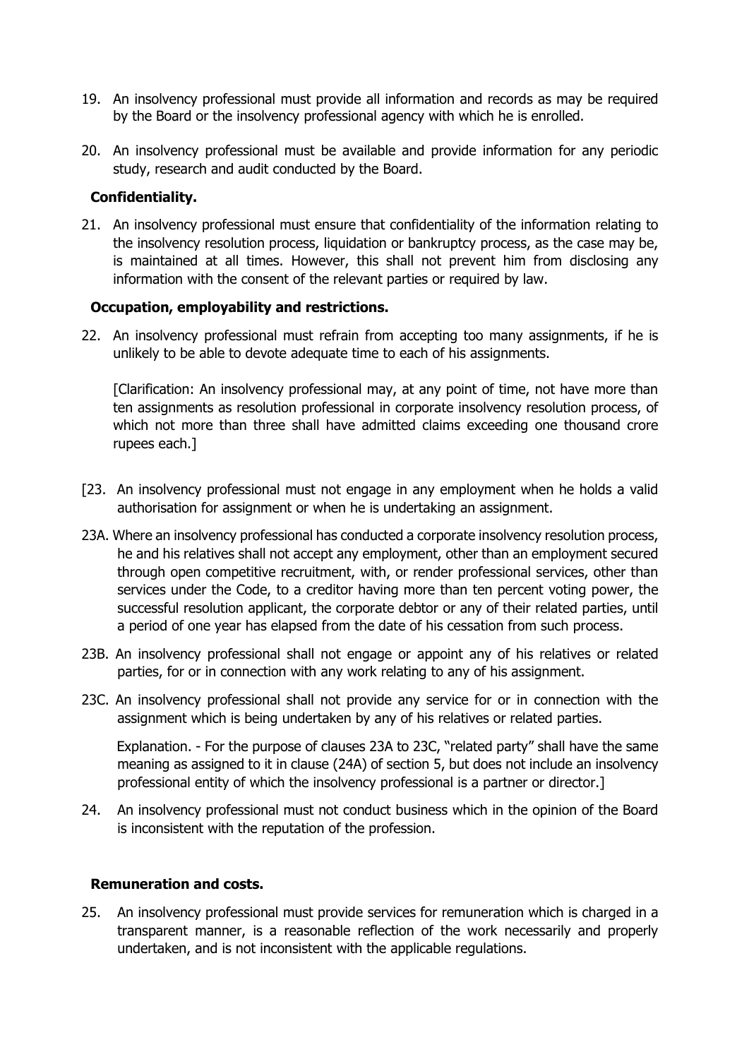19. An insolvency professional must provide all information and records as may be required by the Board or the insolvency professional agency with which he is enrolled.

20. An insolvency professional must be available and provide information for any periodic study, research and audit conducted by the Board.

**Confidentiality.**

21. An insolvency professional must ensure that confidentiality of the information relating to the insolvency resolution process, liquidation or bankruptcy process, as the case may be, is maintained at all times. However, this shall not prevent him from disclosing any information with the consent of the relevant parties or required by law.

**Occupation, employability and restrictions.**

22. An insolvency professional must refrain from accepting too many assignments, if he is unlikely to be able to devote adequate time to each of his assignments.

    [Clarification: An insolvency professional may, at any point of time, not have more than ten assignments as resolution professional in corporate insolvency resolution process, of which not more than three shall have admitted claims exceeding one thousand crore rupees each.]

[23. An insolvency professional must not engage in any employment when he holds a valid authorisation for assignment or when he is undertaking an assignment.

23A. Where an insolvency professional has conducted a corporate insolvency resolution process, he and his relatives shall not accept any employment, other than an employment secured through open competitive recruitment, with, or render professional services, other than services under the Code, to a creditor having more than ten percent voting power, the successful resolution applicant, the corporate debtor or any of their related parties, until a period of one year has elapsed from the date of his cessation from such process.

23B. An insolvency professional shall not engage or appoint any of his relatives or related parties, for or in connection with any work relating to any of his assignment.

23C. An insolvency professional shall not provide any service for or in connection with the assignment which is being undertaken by any of his relatives or related parties.

    Explanation. - For the purpose of clauses 23A to 23C, "related party" shall have the same meaning as assigned to it in clause (24A) of section 5, but does not include an insolvency professional entity of which the insolvency professional is a partner or director.]

24. An insolvency professional must not conduct business which in the opinion of the Board is inconsistent with the reputation of the profession.

**Remuneration and costs.**

25. An insolvency professional must provide services for remuneration which is charged in a transparent manner, is a reasonable reflection of the work necessarily and properly undertaken, and is not inconsistent with the applicable regulations.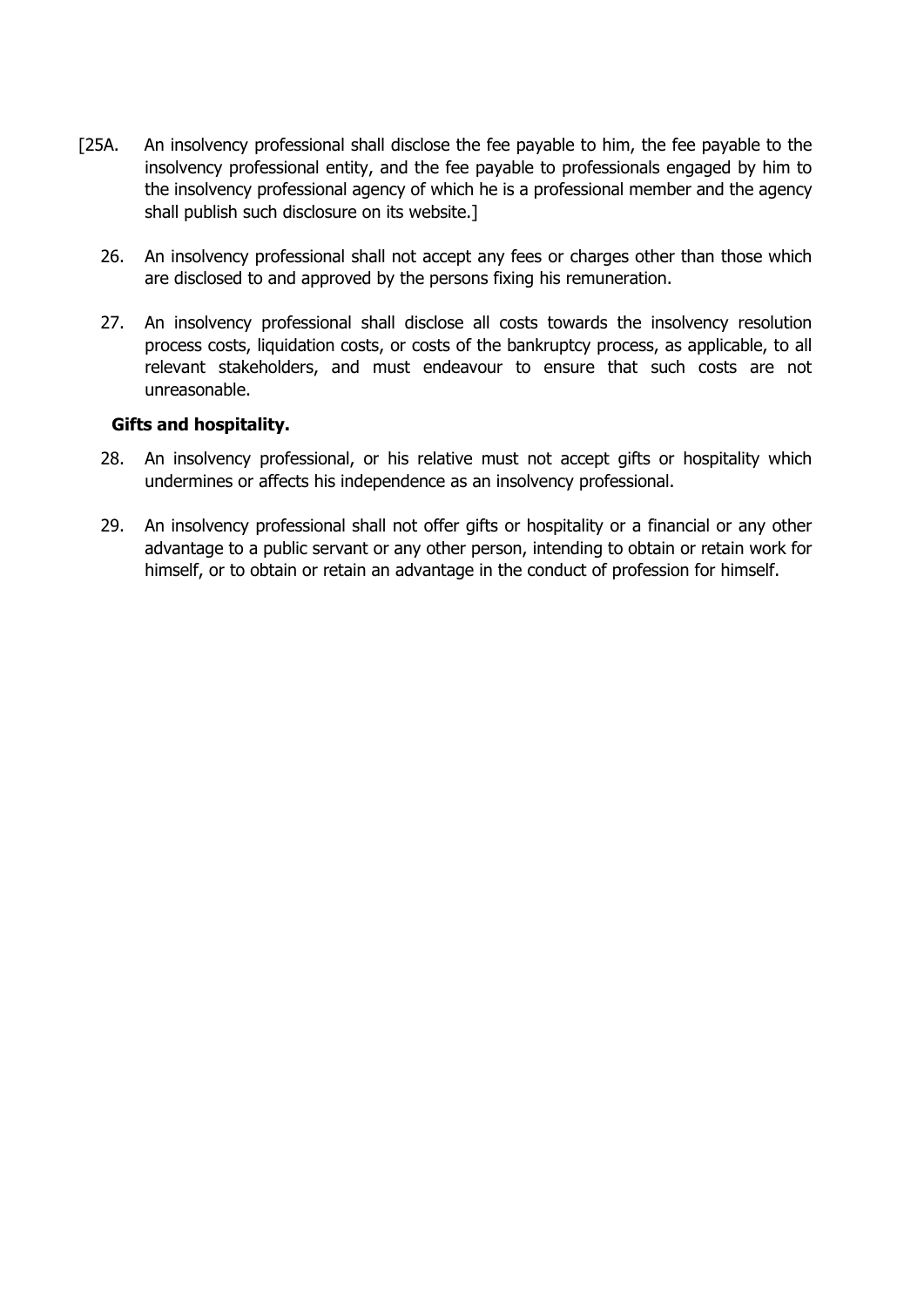[25A. An insolvency professional shall disclose the fee payable to him, the fee payable to the insolvency professional entity, and the fee payable to professionals engaged by him to the insolvency professional agency of which he is a professional member and the agency shall publish such disclosure on its website.]

26. An insolvency professional shall not accept any fees or charges other than those which are disclosed to and approved by the persons fixing his remuneration.

27. An insolvency professional shall disclose all costs towards the insolvency resolution process costs, liquidation costs, or costs of the bankruptcy process, as applicable, to all relevant stakeholders, and must endeavour to ensure that such costs are not unreasonable.

**Gifts and hospitality.**

28. An insolvency professional, or his relative must not accept gifts or hospitality which undermines or affects his independence as an insolvency professional.

29. An insolvency professional shall not offer gifts or hospitality or a financial or any other advantage to a public servant or any other person, intending to obtain or retain work for himself, or to obtain or retain an advantage in the conduct of profession for himself.